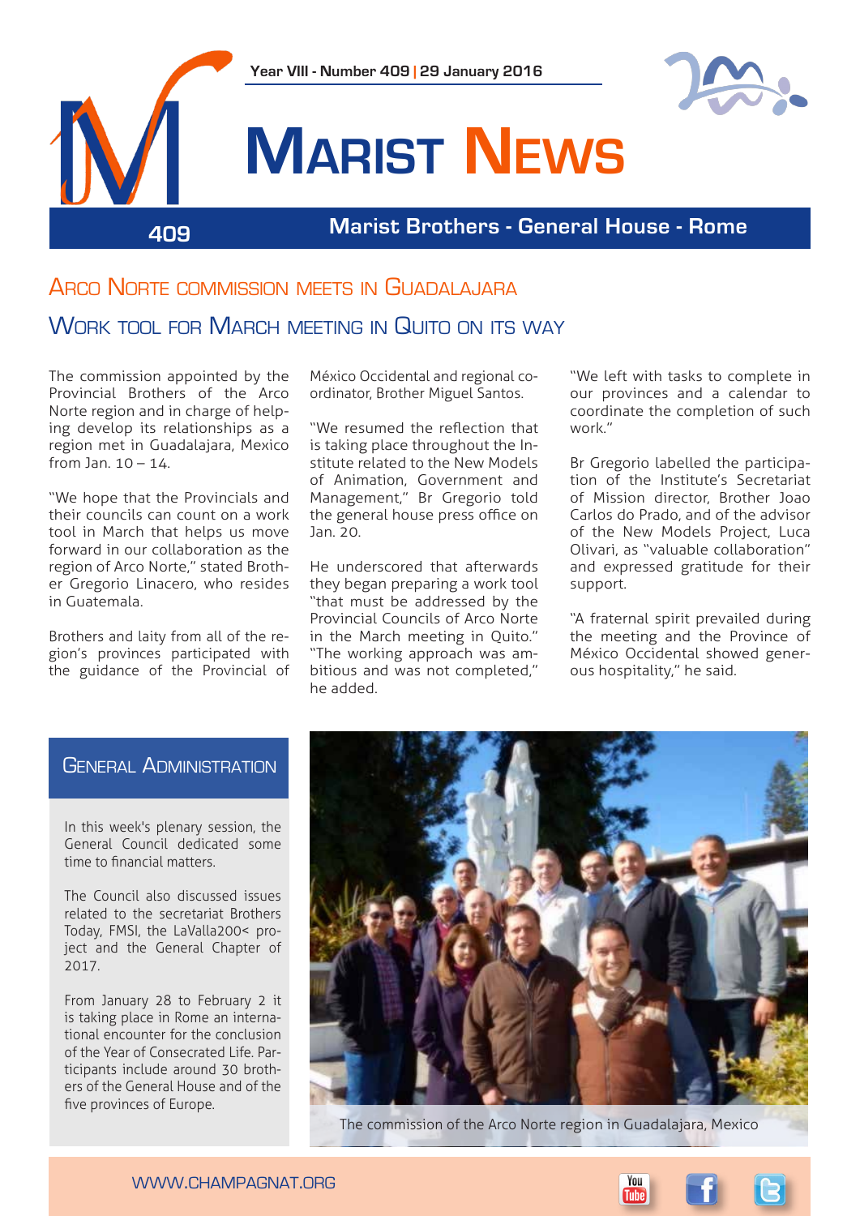Year VIII - Number 409 | 29 January 2016

# Marist News

409

Marist Brothers - General House - Rome

## Arco Norte commission meets in Guadalajara

### Work tool for March meeting in Quito on its way

The commission appointed by the Provincial Brothers of the Arco Norte region and in charge of helping develop its relationships as a region met in Guadalajara, Mexico from Jan. 10 – 14.

"We hope that the Provincials and their councils can count on a work tool in March that helps us move forward in our collaboration as the region of Arco Norte," stated Brother Gregorio Linacero, who resides in Guatemala.

Brothers and laity from all of the region's provinces participated with the guidance of the Provincial of México Occidental and regional coordinator, Brother Miguel Santos.

"We resumed the reflection that is taking place throughout the Institute related to the New Models of Animation, Government and Management," Br Gregorio told the general house press office on Jan. 20.

He underscored that afterwards they began preparing a work tool "that must be addressed by the Provincial Councils of Arco Norte in the March meeting in Quito." "The working approach was ambitious and was not completed," he added.

"We left with tasks to complete in our provinces and a calendar to coordinate the completion of such work."

Br Gregorio labelled the participation of the Institute's Secretariat of Mission director, Brother Joao Carlos do Prado, and of the advisor of the New Models Project, Luca Olivari, as "valuable collaboration" and expressed gratitude for their support.

"A fraternal spirit prevailed during the meeting and the Province of México Occidental showed generous hospitality," he said.

## General Administration

In this week's plenary session, the General Council dedicated some time to financial matters.

The Council also discussed issues related to the secretariat Brothers Today, FMSI, the LaValla200< project and the General Chapter of 2017.

From January 28 to February 2 it is taking place in Rome an international encounter for the conclusion of the Year of Consecrated Life. Participants include around 30 brothers of the General House and of the five provinces of Europe.

The commission of the Arco Norte region in Guadalajara, Mexico

WWW.CHAMPAGNAT.ORG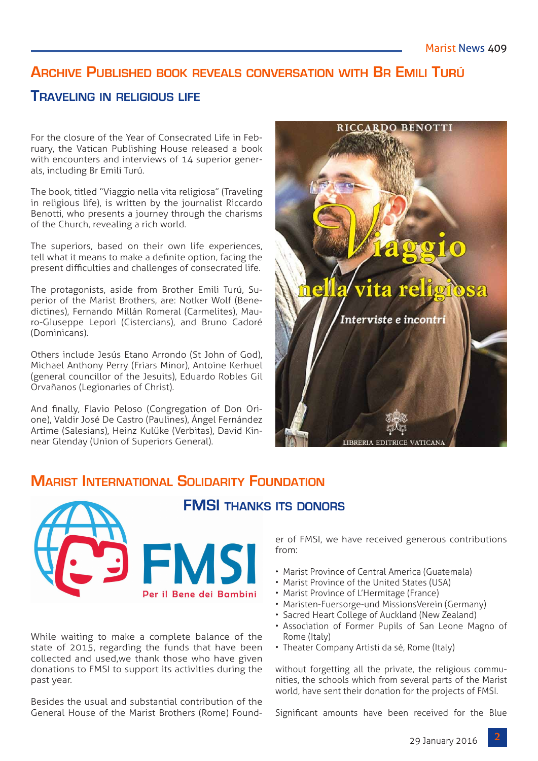## Archive Published book reveals conversation with Br Emili Turú

### Traveling in religious life

For the closure of the Year of Consecrated Life in February, the Vatican Publishing House released a book with encounters and interviews of 14 superior generals, including Br Emili Turú.

The book, titled "Viaggio nella vita religiosa" (Traveling in religious life), is written by the journalist Riccardo Benotti, who presents a journey through the charisms of the Church, revealing a rich world.

The superiors, based on their own life experiences, tell what it means to make a definite option, facing the present difficulties and challenges of consecrated life.

The protagonists, aside from Brother Emili Turú, Superior of the Marist Brothers, are: Notker Wolf (Benedictines), Fernando Millán Romeral (Carmelites), Mauro-Giuseppe Lepori (Cistercians), and Bruno Cadoré (Dominicans).

Others include Jesús Etano Arrondo (St John of God), Michael Anthony Perry (Friars Minor), Antoine Kerhuel (general councillor of the Jesuits), Eduardo Robles Gil Orvañanos (Legionaries of Christ).

And finally, Flavio Peloso (Congregation of Don Orione), Valdir José De Castro (Paulines), Ángel Fernández Artime (Salesians), Heinz Kulüke (Verbitas), David Kinnear Glenday (Union of Superiors General).

## Marist International Solidarity Foundation

### FMSI thanks its donors

While waiting to make a complete balance of the state of 2015, regarding the funds that have been collected and used,we thank those who have given donations to FMSI to support its activities during the past year.

Besides the usual and substantial contribution of the General House of the Marist Brothers (Rome) Founder of FMSI, we have received generous contributions from:

- Marist Province of Central America (Guatemala)
- Marist Province of the United States (USA)
- Marist Province of L'Hermitage (France)
- Maristen-Fuersorge-und MissionsVerein (Germany)
- Sacred Heart College of Auckland (New Zealand)
- Association of Former Pupils of San Leone Magno of Rome (Italy)
- Theater Company Artisti da sé, Rome (Italy)

without forgetting all the private, the religious communities, the schools which from several parts of the Marist world, have sent their donation for the projects of FMSI.

Significant amounts have been received for the Blue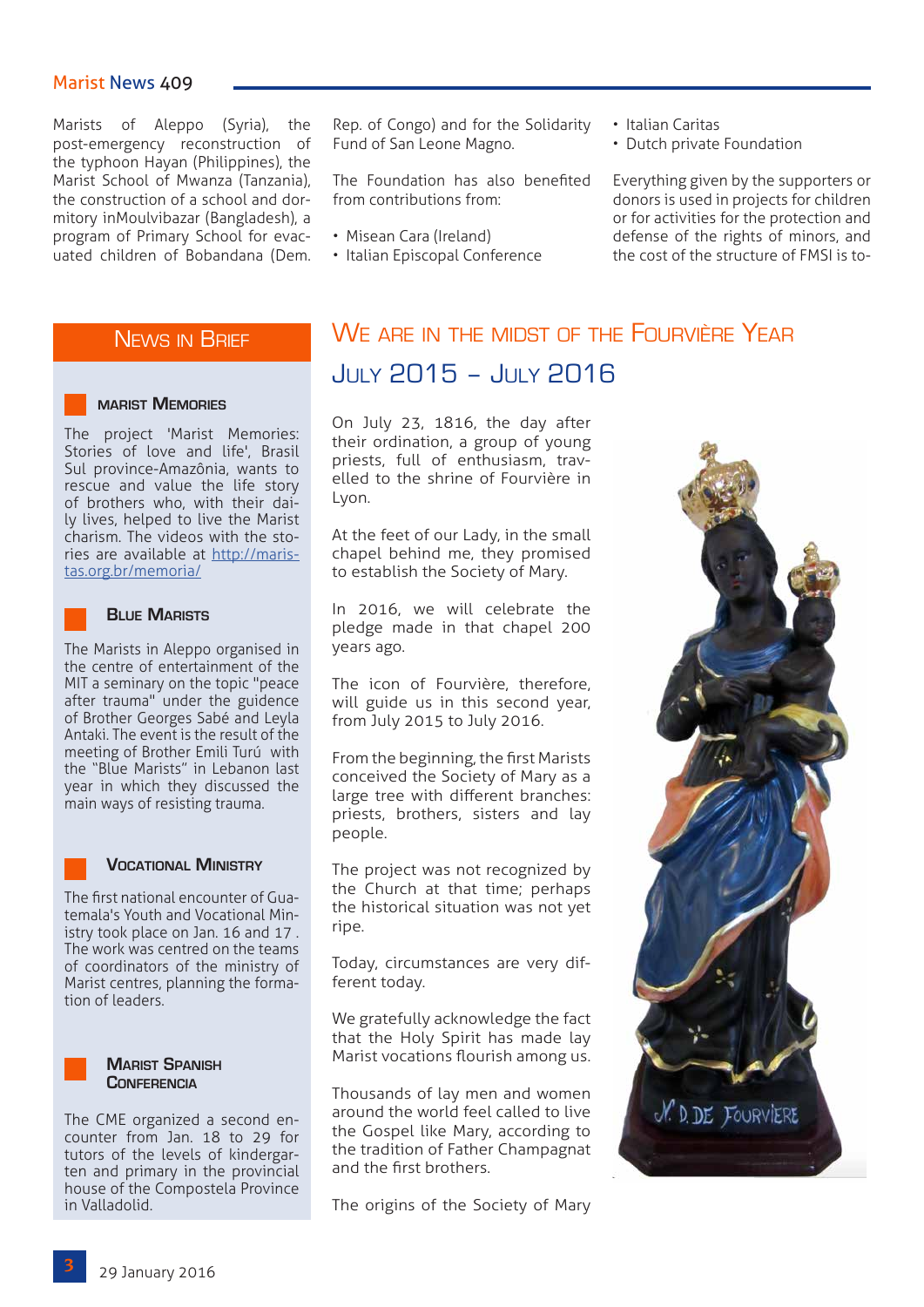Marists of Aleppo (Syria), the post-emergency reconstruction of the typhoon Hayan (Philippines), the Marist School of Mwanza (Tanzania), the construction of a school and dormitory inMoulvibazar (Bangladesh), a program of Primary School for evacuated children of Bobandana (Dem. Rep. of Congo) and for the Solidarity Fund of San Leone Magno.

The Foundation has also benefited from contributions from:

- Misean Cara (Ireland)
- Italian Episcopal Conference
- Italian Caritas
- Dutch private Foundation

Everything given by the supporters or donors is used in projects for children or for activities for the protection and defense of the rights of minors, and the cost of the structure of FMSI is to-

## News in Brief

### Marist Memories

The project 'Marist Memories: Stories of love and life', Brasil Sul province-Amazônia, wants to rescue and value the life story of brothers who, with their daily lives, helped to live the Marist charism. The videos with the stories are available at http://maristas.org.br/memoria/

### Blue Marists

The Marists in Aleppo organised in the centre of entertainment of the MIT a seminary on the topic "peace after trauma" under the guidence of Brother Georges Sabé and Leyla Antaki. The event is the result of the meeting of Brother Emili Turú with the "Blue Marists" in Lebanon last year in which they discussed the main ways of resisting trauma.

### Vocational Ministry

The first national encounter of Guatemala's Youth and Vocational Ministry took place on Jan. 16 and 17 . The work was centred on the teams of coordinators of the ministry of Marist centres, planning the formation of leaders.

### Marist Spanish Conferencia

The CME organized a second encounter from Jan. 18 to 29 for tutors of the levels of kindergarten and primary in the provincial house of the Compostela Province in Valladolid.

# We are in the midst of the Fourvière Year

## July 2015 – July 2016

On July 23, 1816, the day after their ordination, a group of young priests, full of enthusiasm, travelled to the shrine of Fourvière in Lyon.

At the feet of our Lady, in the small chapel behind me, they promised to establish the Society of Mary.

In 2016, we will celebrate the pledge made in that chapel 200 years ago.

The icon of Fourvière, therefore, will guide us in this second year, from July 2015 to July 2016.

From the beginning, the first Marists conceived the Society of Mary as a large tree with different branches: priests, brothers, sisters and lay people.

The project was not recognized by the Church at that time; perhaps the historical situation was not yet ripe.

Today, circumstances are very different today.

We gratefully acknowledge the fact that the Holy Spirit has made lay Marist vocations flourish among us.

Thousands of lay men and women around the world feel called to live the Gospel like Mary, according to the tradition of Father Champagnat and the first brothers.

The origins of the Society of Mary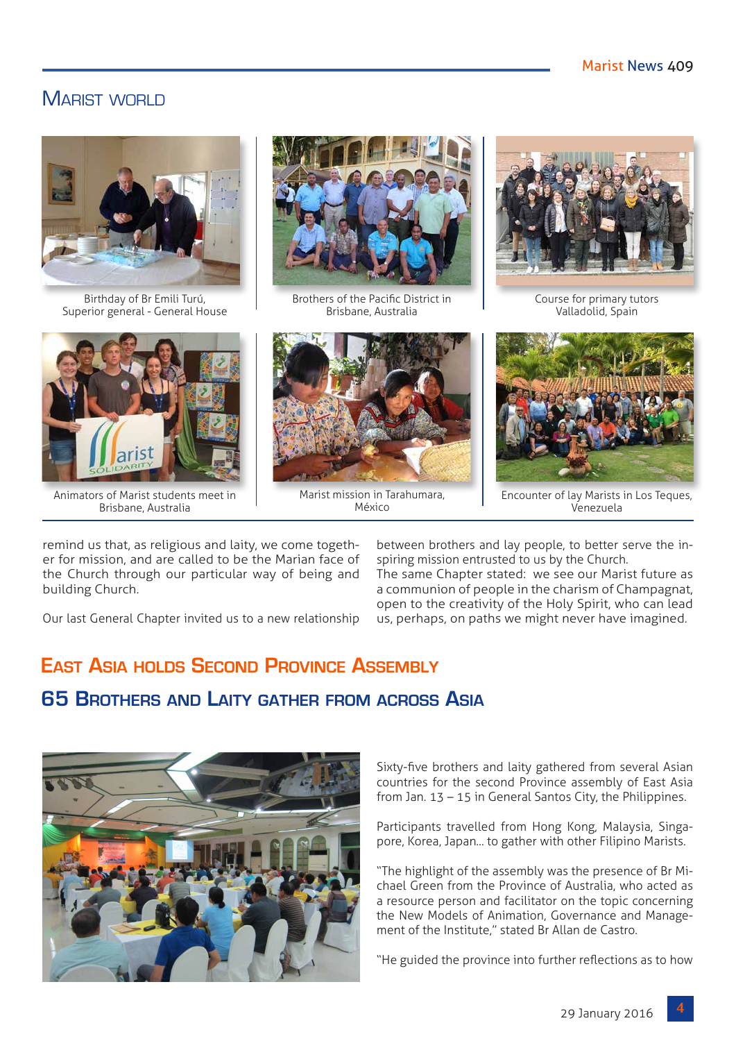## Marist world

Birthday of Br Emili Turú, Superior general - General House

Brothers of the Pacific District in Brisbane, Australia

Course for primary tutors Valladolid, Spain

Animators of Marist students meet in Brisbane, Australia

Marist mission in Tarahumara, México

Encounter of lay Marists in Los Teques, Venezuela

remind us that, as religious and laity, we come together for mission, and are called to be the Marian face of the Church through our particular way of being and building Church.

Our last General Chapter invited us to a new relationship between brothers and lay people, to better serve the inspiring mission entrusted to us by the Church.

The same Chapter stated: we see our Marist future as a communion of people in the charism of Champagnat, open to the creativity of the Holy Spirit, who can lead us, perhaps, on paths we might never have imagined.

## East Asia holds Second Province Assembly

## 65 Brothers and Laity gather from across Asia

Sixty-five brothers and laity gathered from several Asian countries for the second Province assembly of East Asia from Jan. 13 – 15 in General Santos City, the Philippines.

Participants travelled from Hong Kong, Malaysia, Singapore, Korea, Japan... to gather with other Filipino Marists.

"The highlight of the assembly was the presence of Br Michael Green from the Province of Australia, who acted as a resource person and facilitator on the topic concerning the New Models of Animation, Governance and Management of the Institute," stated Br Allan de Castro.

"He guided the province into further reflections as to how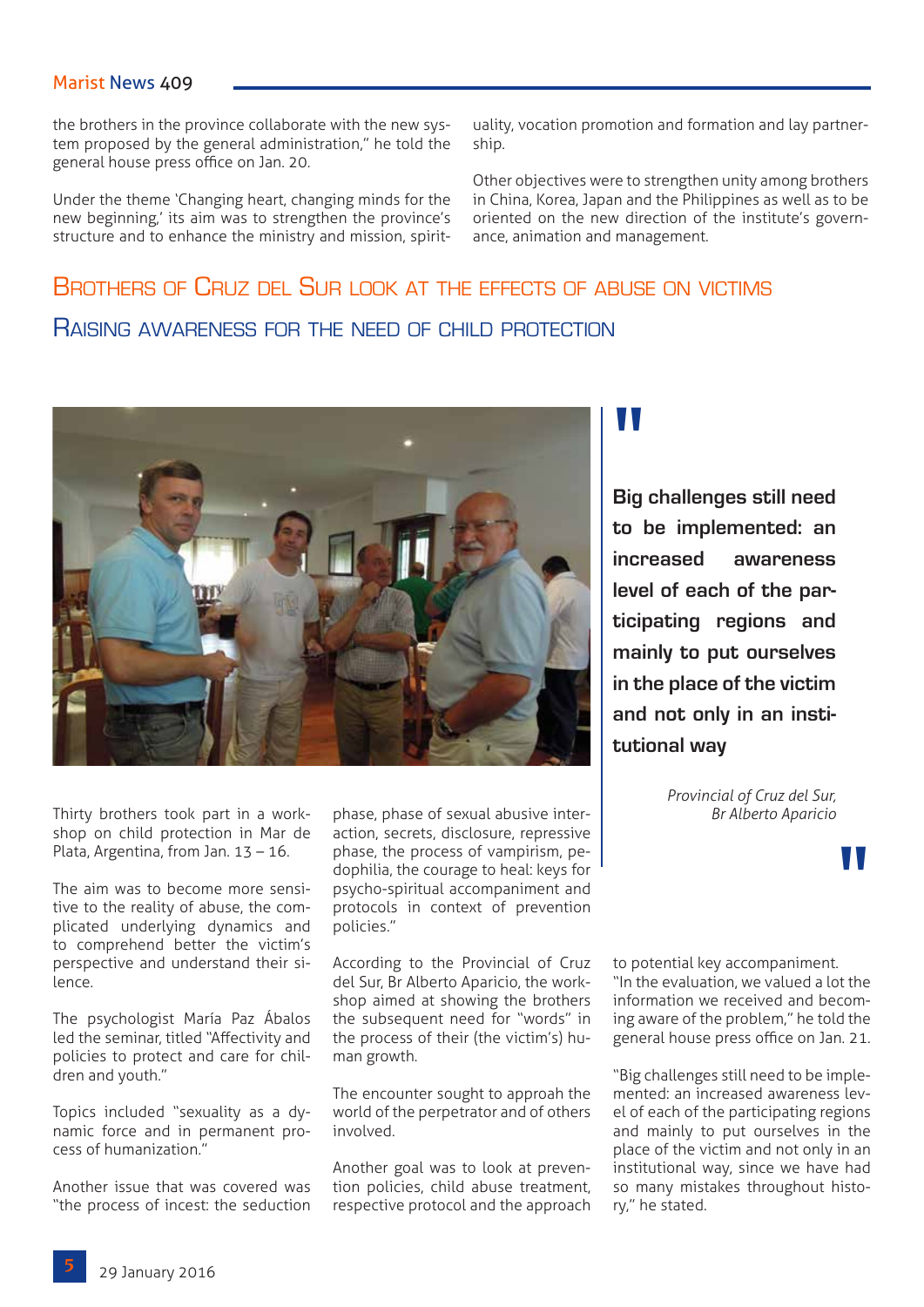the brothers in the province collaborate with the new system proposed by the general administration," he told the general house press office on Jan. 20.

Under the theme 'Changing heart, changing minds for the new beginning,' its aim was to strengthen the province's structure and to enhance the ministry and mission, spirituality, vocation promotion and formation and lay partnership.

Other objectives were to strengthen unity among brothers in China, Korea, Japan and the Philippines as well as to be oriented on the new direction of the institute's governance, animation and management.

## Brothers of Cruz del Sur look at the effects of abuse on victims

## Raising awareness for the need of child protection

> **Big challenges still need to be implemented: an increased awareness level of each of the participating regions and mainly to put ourselves in the place of the victim and not only in an institutional way**
>
> *Provincial of Cruz del Sur, Br Alberto Aparicio*

Thirty brothers took part in a workshop on child protection in Mar de Plata, Argentina, from Jan. 13 – 16.

The aim was to become more sensitive to the reality of abuse, the complicated underlying dynamics and to comprehend better the victim's perspective and understand their silence.

The psychologist María Paz Ábalos led the seminar, titled "Affectivity and policies to protect and care for children and youth."

Topics included "sexuality as a dynamic force and in permanent process of humanization."

Another issue that was covered was "the process of incest: the seduction phase, phase of sexual abusive interaction, secrets, disclosure, repressive phase, the process of vampirism, pedophilia, the courage to heal: keys for psycho-spiritual accompaniment and protocols in context of prevention policies."

According to the Provincial of Cruz del Sur, Br Alberto Aparicio, the workshop aimed at showing the brothers the subsequent need for "words" in the process of their (the victim's) human growth.

The encounter sought to approach the world of the perpetrator and of others involved.

Another goal was to look at prevention policies, child abuse treatment, respective protocol and the approach to potential key accompaniment.

"In the evaluation, we valued a lot the information we received and becoming aware of the problem," he told the general house press office on Jan. 21.

"Big challenges still need to be implemented: an increased awareness level of each of the participating regions and mainly to put ourselves in the place of the victim and not only in an institutional way, since we have had so many mistakes throughout history," he stated.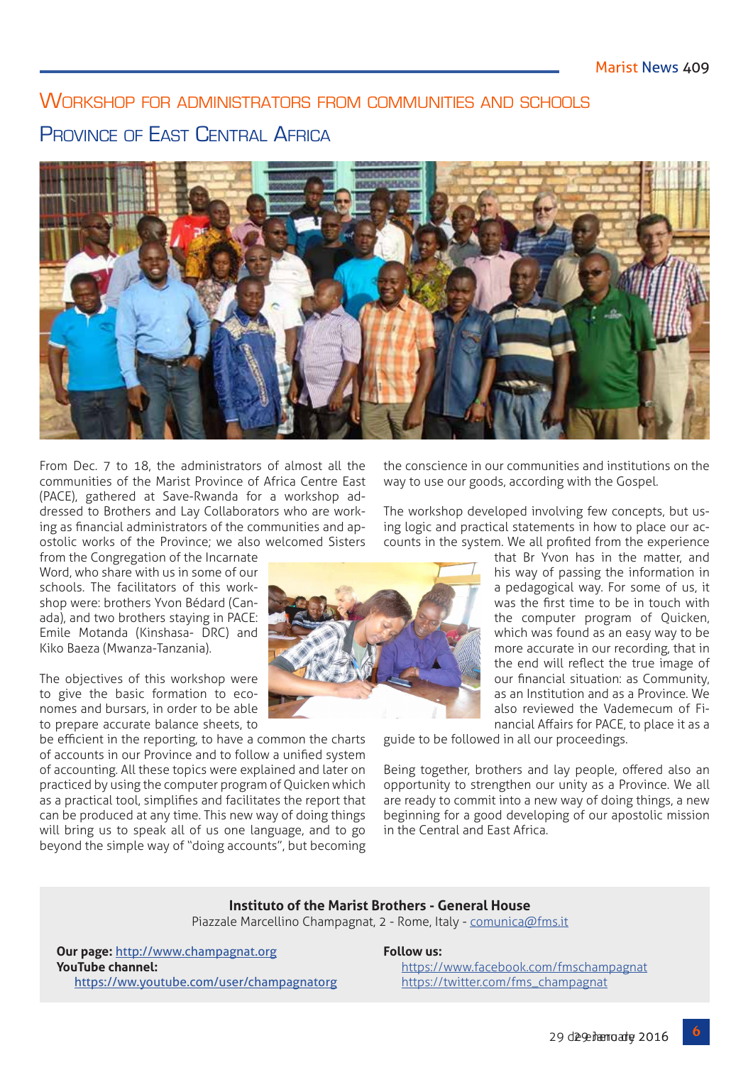## Workshop for administrators from communities and schools

## Province of East Central Africa

From Dec. 7 to 18, the administrators of almost all the communities of the Marist Province of Africa Centre East (PACE), gathered at Save-Rwanda for a workshop addressed to Brothers and Lay Collaborators who are working as financial administrators of the communities and apostolic works of the Province; we also welcomed Sisters from the Congregation of the Incarnate Word, who share with us in some of our schools. The facilitators of this workshop were: brothers Yvon Bédard (Canada), and two brothers staying in PACE: Emile Motanda (Kinshasa- DRC) and Kiko Baeza (Mwanza-Tanzania).

The objectives of this workshop were to give the basic formation to economes and bursars, in order to be able to prepare accurate balance sheets, to be efficient in the reporting, to have a common the charts of accounts in our Province and to follow a unified system of accounting. All these topics were explained and later on practiced by using the computer program of Quicken which as a practical tool, simplifies and facilitates the report that can be produced at any time. This new way of doing things will bring us to speak all of us one language, and to go beyond the simple way of "doing accounts", but becoming the conscience in our communities and institutions on the way to use our goods, according with the Gospel.

The workshop developed involving few concepts, but using logic and practical statements in how to place our accounts in the system. We all profited from the experience that Br Yvon has in the matter, and his way of passing the information in a pedagogical way. For some of us, it was the first time to be in touch with the computer program of Quicken, which was found as an easy way to be more accurate in our recording, that in the end will reflect the true image of our financial situation: as Community, as an Institution and as a Province. We also reviewed the Vademecum of Financial Affairs for PACE, to place it as a guide to be followed in all our proceedings.

Being together, brothers and lay people, offered also an opportunity to strengthen our unity as a Province. We all are ready to commit into a new way of doing things, a new beginning for a good developing of our apostolic mission in the Central and East Africa.

**Instituto of the Marist Brothers - General House**
Piazzale Marcellino Champagnat, 2 - Rome, Italy - comunica@fms.it

**Our page:** http://www.champagnat.org
**YouTube channel:**
https://ww.youtube.com/user/champagnatorg

**Follow us:**
https://www.facebook.com/fmschampagnat
https://twitter.com/fms_champagnat